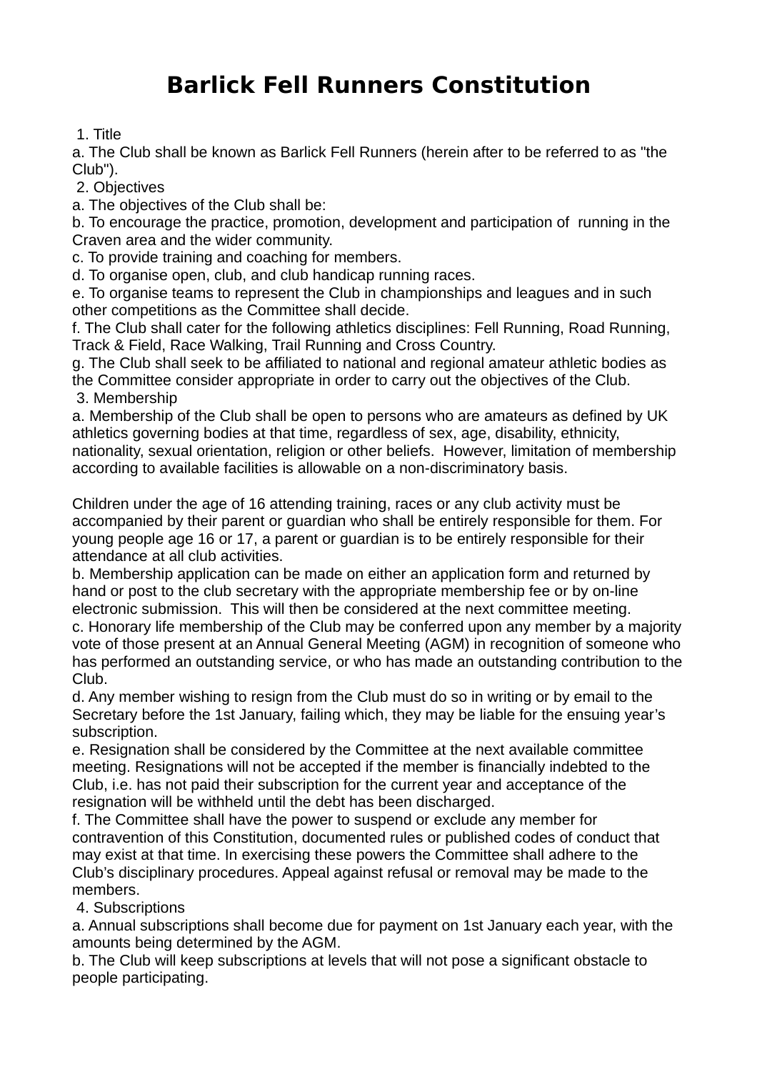# Barlick Fell Runners Constitution

## 1. Title

a. The Club shall be known as Barlick Fell Runners (herein after to be referred to as "the Club").

## 2. Objectives

a. The objectives of the Club shall be:

b. To encourage the practice, promotion, development and participation of running in the Craven area and the wider community.

c. To provide training and coaching for members.

d. To organise open, club, and club handicap running races.

e. To organise teams to represent the Club in championships and leagues and in such other competitions as the Committee shall decide.

f. The Club shall cater for the following athletics disciplines: Fell Running, Road Running, Track & Field, Race Walking, Trail Running and Cross Country.

g. The Club shall seek to be affiliated to national and regional amateur athletic bodies as the Committee consider appropriate in order to carry out the objectives of the Club.

## 3. Membership

a. Membership of the Club shall be open to persons who are amateurs as defined by UK athletics governing bodies at that time, regardless of sex, age, disability, ethnicity, nationality, sexual orientation, religion or other beliefs. However, limitation of membership according to available facilities is allowable on a non-discriminatory basis.

Children under the age of 16 attending training, races or any club activity must be accompanied by their parent or guardian who shall be entirely responsible for them. For young people age 16 or 17, a parent or guardian is to be entirely responsible for their attendance at all club activities.

b. Membership application can be made on either an application form and returned by hand or post to the club secretary with the appropriate membership fee or by on-line electronic submission. This will then be considered at the next committee meeting.

c. Honorary life membership of the Club may be conferred upon any member by a majority vote of those present at an Annual General Meeting (AGM) in recognition of someone who has performed an outstanding service, or who has made an outstanding contribution to the Club.

d. Any member wishing to resign from the Club must do so in writing or by email to the Secretary before the 1st January, failing which, they may be liable for the ensuing year's subscription.

e. Resignation shall be considered by the Committee at the next available committee meeting. Resignations will not be accepted if the member is financially indebted to the Club, i.e. has not paid their subscription for the current year and acceptance of the resignation will be withheld until the debt has been discharged.

f. The Committee shall have the power to suspend or exclude any member for contravention of this Constitution, documented rules or published codes of conduct that may exist at that time. In exercising these powers the Committee shall adhere to the Club's disciplinary procedures. Appeal against refusal or removal may be made to the members.

## 4. Subscriptions

a. Annual subscriptions shall become due for payment on 1st January each year, with the amounts being determined by the AGM.

b. The Club will keep subscriptions at levels that will not pose a significant obstacle to people participating.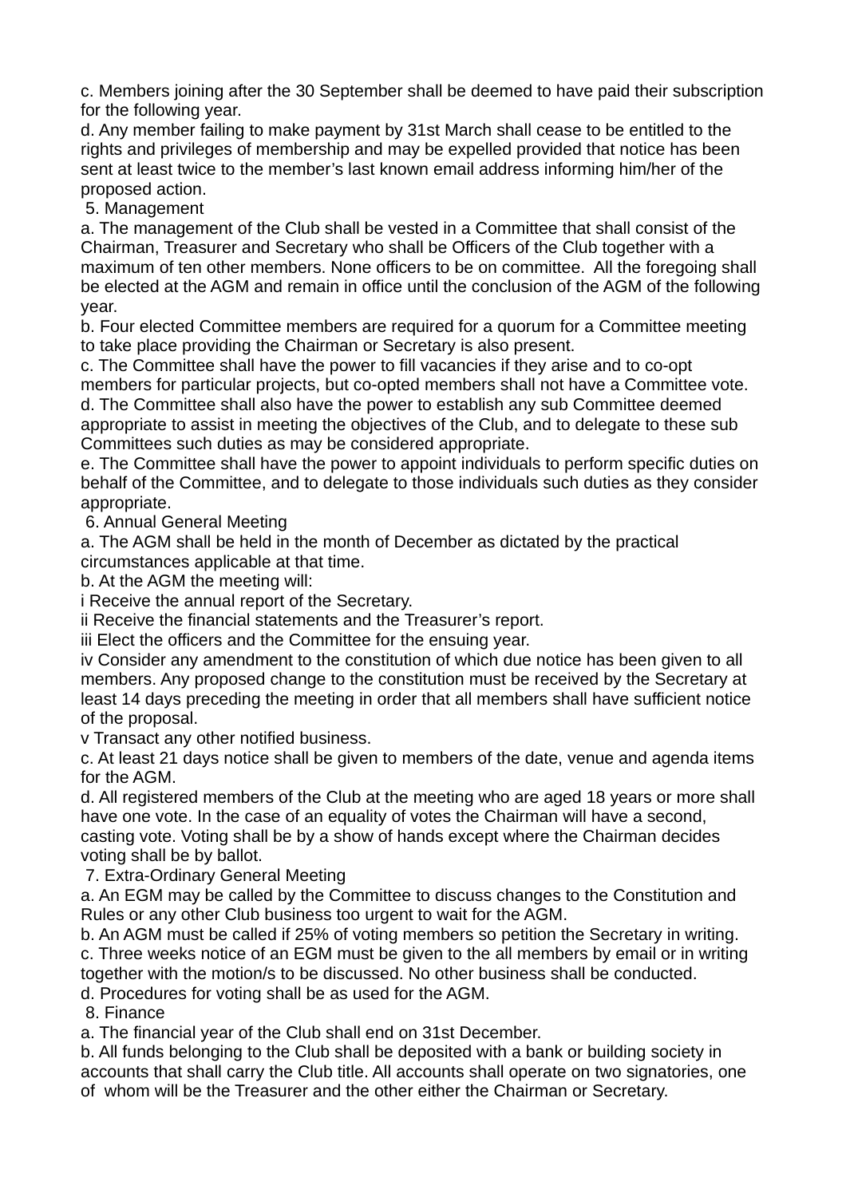c. Members joining after the 30 September shall be deemed to have paid their subscription for the following year.

d. Any member failing to make payment by 31st March shall cease to be entitled to the rights and privileges of membership and may be expelled provided that notice has been sent at least twice to the member's last known email address informing him/her of the proposed action.

## 5. Management

a. The management of the Club shall be vested in a Committee that shall consist of the Chairman, Treasurer and Secretary who shall be Officers of the Club together with a maximum of ten other members. None officers to be on committee. All the foregoing shall be elected at the AGM and remain in office until the conclusion of the AGM of the following year.

b. Four elected Committee members are required for a quorum for a Committee meeting to take place providing the Chairman or Secretary is also present.

c. The Committee shall have the power to fill vacancies if they arise and to co-opt members for particular projects, but co-opted members shall not have a Committee vote.

d. The Committee shall also have the power to establish any sub Committee deemed appropriate to assist in meeting the objectives of the Club, and to delegate to these sub Committees such duties as may be considered appropriate.

e. The Committee shall have the power to appoint individuals to perform specific duties on behalf of the Committee, and to delegate to those individuals such duties as they consider appropriate.

## 6. Annual General Meeting

a. The AGM shall be held in the month of December as dictated by the practical circumstances applicable at that time.

b. At the AGM the meeting will:

i Receive the annual report of the Secretary.

ii Receive the financial statements and the Treasurer's report.

iii Elect the officers and the Committee for the ensuing year.

iv Consider any amendment to the constitution of which due notice has been given to all members. Any proposed change to the constitution must be received by the Secretary at least 14 days preceding the meeting in order that all members shall have sufficient notice of the proposal.

v Transact any other notified business.

c. At least 21 days notice shall be given to members of the date, venue and agenda items for the AGM.

d. All registered members of the Club at the meeting who are aged 18 years or more shall have one vote. In the case of an equality of votes the Chairman will have a second, casting vote. Voting shall be by a show of hands except where the Chairman decides voting shall be by ballot.

## 7. Extra-Ordinary General Meeting

a. An EGM may be called by the Committee to discuss changes to the Constitution and Rules or any other Club business too urgent to wait for the AGM.

b. An AGM must be called if 25% of voting members so petition the Secretary in writing.

c. Three weeks notice of an EGM must be given to the all members by email or in writing together with the motion/s to be discussed. No other business shall be conducted.

d. Procedures for voting shall be as used for the AGM.

## 8. Finance

a. The financial year of the Club shall end on 31st December.

b. All funds belonging to the Club shall be deposited with a bank or building society in accounts that shall carry the Club title. All accounts shall operate on two signatories, one of whom will be the Treasurer and the other either the Chairman or Secretary.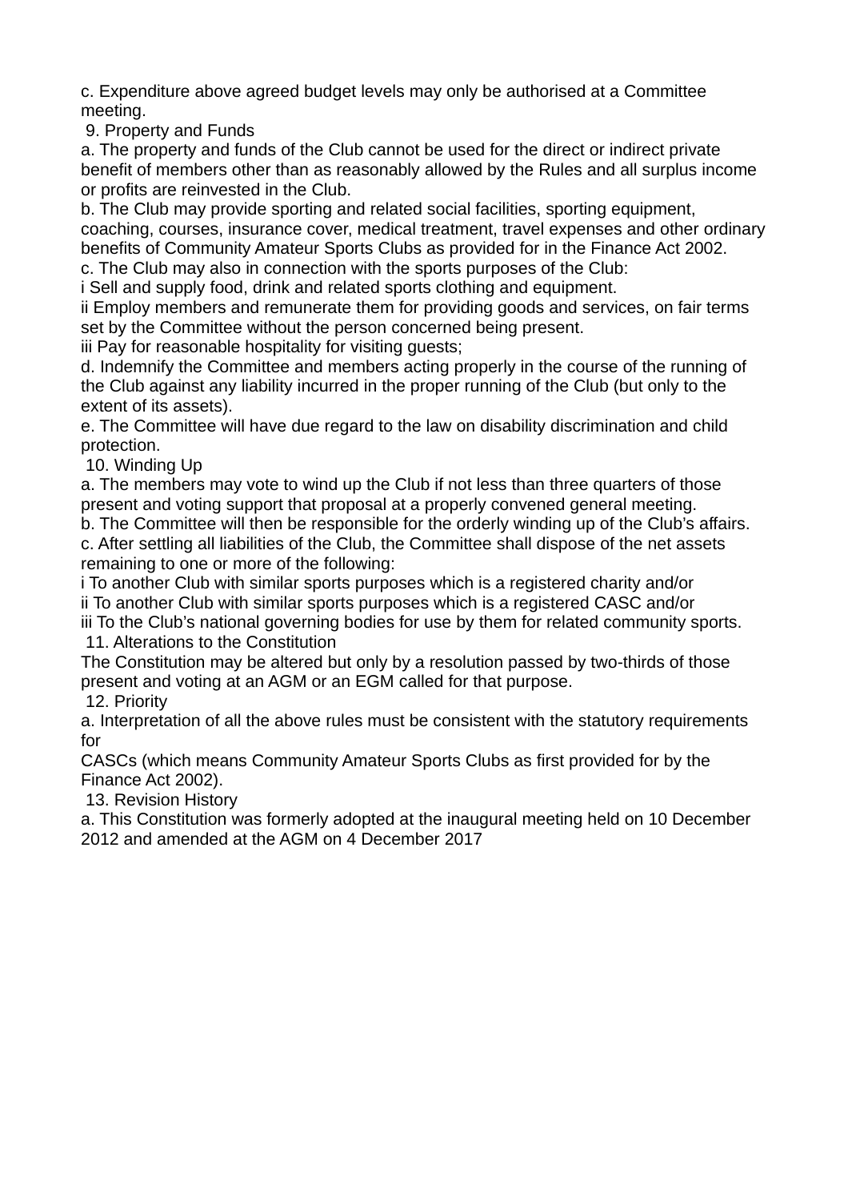c. Expenditure above agreed budget levels may only be authorised at a Committee meeting.

## 9. Property and Funds

a. The property and funds of the Club cannot be used for the direct or indirect private benefit of members other than as reasonably allowed by the Rules and all surplus income or profits are reinvested in the Club.

b. The Club may provide sporting and related social facilities, sporting equipment, coaching, courses, insurance cover, medical treatment, travel expenses and other ordinary benefits of Community Amateur Sports Clubs as provided for in the Finance Act 2002.

c. The Club may also in connection with the sports purposes of the Club:

i Sell and supply food, drink and related sports clothing and equipment.

ii Employ members and remunerate them for providing goods and services, on fair terms set by the Committee without the person concerned being present.

iii Pay for reasonable hospitality for visiting guests;

d. Indemnify the Committee and members acting properly in the course of the running of the Club against any liability incurred in the proper running of the Club (but only to the extent of its assets).

e. The Committee will have due regard to the law on disability discrimination and child protection.

## 10. Winding Up

a. The members may vote to wind up the Club if not less than three quarters of those present and voting support that proposal at a properly convened general meeting.

b. The Committee will then be responsible for the orderly winding up of the Club's affairs.

c. After settling all liabilities of the Club, the Committee shall dispose of the net assets remaining to one or more of the following:

i To another Club with similar sports purposes which is a registered charity and/or

ii To another Club with similar sports purposes which is a registered CASC and/or

iii To the Club's national governing bodies for use by them for related community sports.

## 11. Alterations to the Constitution

The Constitution may be altered but only by a resolution passed by two-thirds of those present and voting at an AGM or an EGM called for that purpose.

## 12. Priority

a. Interpretation of all the above rules must be consistent with the statutory requirements for CASCs (which means Community Amateur Sports Clubs as first provided for by the Finance Act 2002).

## 13. Revision History

a. This Constitution was formerly adopted at the inaugural meeting held on 10 December 2012 and amended at the AGM on 4 December 2017